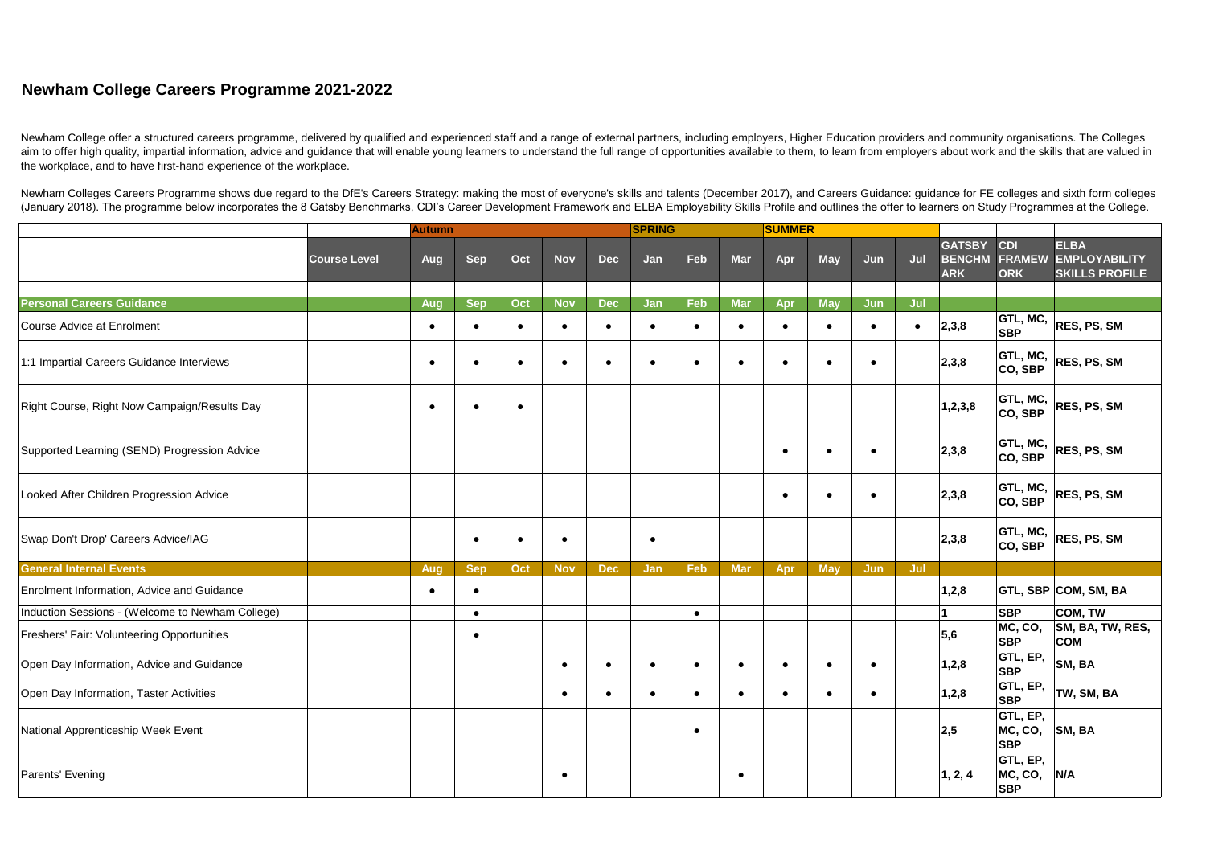## Newham College Careers Programme 2021-2022

Newham College offer a structured careers programme, delivered by qualified and experienced staff and a range of external partners, including employers, Higher Education providers and community organisations. The Colleges aim to offer high quality, impartial information, advice and guidance that will enable young learners to understand the full range of opportunities available to them, to learn from employers about work and the skills that are valued in the workplace, and to have first-hand experience of the workplace.

Newham Colleges Careers Programme shows due regard to the DfE's Careers Strategy: making the most of everyone's skills and talents (December 2017), and Careers Guidance: guidance for FE colleges and sixth form colleges (January 2018). The programme below incorporates the 8 Gatsby Benchmarks, CDI's Career Development Framework and ELBA Employability Skills Profile and outlines the offer to learners on Study Programmes at the College.

| | | Autumn | | | | | SPRING | | | SUMMER | | | | | | |
|---|---|---|---|---|---|---|---|---|---|---|---|---|---|---|---|---|
| | Course Level | Aug | Sep | Oct | Nov | Dec | Jan | Feb | Mar | Apr | May | Jun | Jul | GATSBY BENCHMARK | CDI FRAMEWORK | ELBA EMPLOYABILITY SKILLS PROFILE |
| **Personal Careers Guidance** | | Aug | Sep | Oct | Nov | Dec | Jan | Feb | Mar | Apr | May | Jun | Jul | | | |
| Course Advice at Enrolment | | • | • | • | • | • | • | • | • | • | • | • | • | 2,3,8 | GTL, MC, SBP | RES, PS, SM |
| 1:1 Impartial Careers Guidance Interviews | | • | • | • | • | • | • | • | • | • | • | • | | 2,3,8 | GTL, MC, CO, SBP | RES, PS, SM |
| Right Course, Right Now Campaign/Results Day | | • | • | • | | | | | | | | | | 1,2,3,8 | GTL, MC, CO, SBP | RES, PS, SM |
| Supported Learning (SEND) Progression Advice | | | | | | | | | | • | • | • | | 2,3,8 | GTL, MC, CO, SBP | RES, PS, SM |
| Looked After Children Progression Advice | | | | | | | | | | • | • | • | | 2,3,8 | GTL, MC, CO, SBP | RES, PS, SM |
| Swap Don't Drop' Careers Advice/IAG | | | • | • | • | | • | | | | | | | 2,3,8 | GTL, MC, CO, SBP | RES, PS, SM |
| **General Internal Events** | | Aug | Sep | Oct | Nov | Dec | Jan | Feb | Mar | Apr | May | Jun | Jul | | | |
| Enrolment Information, Advice and Guidance | | • | • | | | | | | | | | | | 1,2,8 | GTL, SBP | COM, SM, BA |
| Induction Sessions - (Welcome to Newham College) | | | • | | | | | • | | | | | | 1 | SBP | COM, TW |
| Freshers' Fair: Volunteering Opportunities | | | • | | | | | | | | | | | 5,6 | MC, CO, SBP | SM, BA, TW, RES, COM |
| Open Day Information, Advice and Guidance | | | | | • | • | • | • | • | • | • | • | | 1,2,8 | GTL, EP, SBP | SM, BA |
| Open Day Information, Taster Activities | | | | | • | • | • | • | • | • | • | • | | 1,2,8 | GTL, EP, SBP | TW, SM, BA |
| National Apprenticeship Week Event | | | | | | | | • | | | | | | 2,5 | GTL, EP, MC, CO, SBP | SM, BA |
| Parents' Evening | | | | | • | | | | • | | | | | 1, 2, 4 | GTL, EP, MC, CO, SBP | N/A |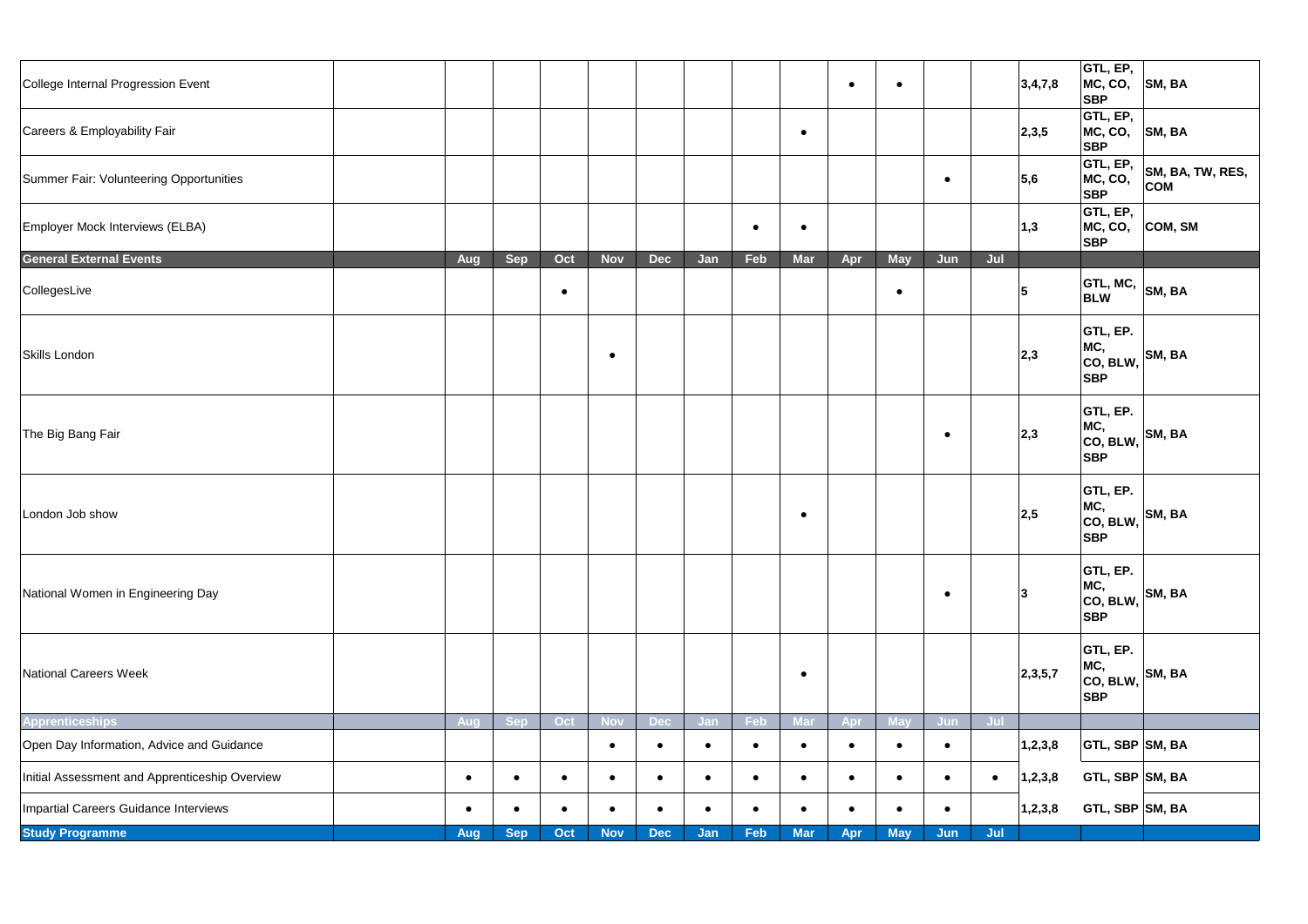| | | Aug | Sep | Oct | Nov | Dec | Jan | Feb | Mar | Apr | May | Jun | Jul | | | |
|---|---|---|---|---|---|---|---|---|---|---|---|---|---|---|---|---|
| College Internal Progression Event | | | | | | | | | | • | • | | | 3,4,7,8 | GTL, EP, MC, CO, SBP | SM, BA |
| Careers & Employability Fair | | | | | | | | | • | | | | | 2,3,5 | GTL, EP, MC, CO, SBP | SM, BA |
| Summer Fair: Volunteering Opportunities | | | | | | | | | | | | • | | 5,6 | GTL, EP, MC, CO, SBP | SM, BA, TW, RES, COM |
| Employer Mock Interviews (ELBA) | | | | | | | | • | • | | | | | 1,3 | GTL, EP, MC, CO, SBP | COM, SM |
| **General External Events** | | **Aug** | **Sep** | **Oct** | **Nov** | **Dec** | **Jan** | **Feb** | **Mar** | **Apr** | **May** | **Jun** | **Jul** | | | |
| CollegesLive | | | | • | | | | | | | • | | | 5 | GTL, MC, BLW | SM, BA |
| Skills London | | | | | • | | | | | | | | | 2,3 | GTL, EP. MC, CO, BLW, SBP | SM, BA |
| The Big Bang Fair | | | | | | | | | | | | • | | 2,3 | GTL, EP. MC, CO, BLW, SBP | SM, BA |
| London Job show | | | | | | | | | • | | | | | 2,5 | GTL, EP. MC, CO, BLW, SBP | SM, BA |
| National Women in Engineering Day | | | | | | | | | | | | • | | 3 | GTL, EP. MC, CO, BLW, SBP | SM, BA |
| National Careers Week | | | | | | | | | • | | | | | 2,3,5,7 | GTL, EP. MC, CO, BLW, SBP | SM, BA |
| **Apprenticeships** | | **Aug** | **Sep** | **Oct** | **Nov** | **Dec** | **Jan** | **Feb** | **Mar** | **Apr** | **May** | **Jun** | **Jul** | | | |
| Open Day Information, Advice and Guidance | | | | | • | • | • | • | • | • | • | • | | 1,2,3,8 | GTL, SBP | SM, BA |
| Initial Assessment and Apprenticeship Overview | | • | • | • | • | • | • | • | • | • | • | • | • | 1,2,3,8 | GTL, SBP | SM, BA |
| Impartial Careers Guidance Interviews | | • | • | • | • | • | • | • | • | • | • | • | | 1,2,3,8 | GTL, SBP | SM, BA |
| **Study Programme** | | **Aug** | **Sep** | **Oct** | **Nov** | **Dec** | **Jan** | **Feb** | **Mar** | **Apr** | **May** | **Jun** | **Jul** | | | |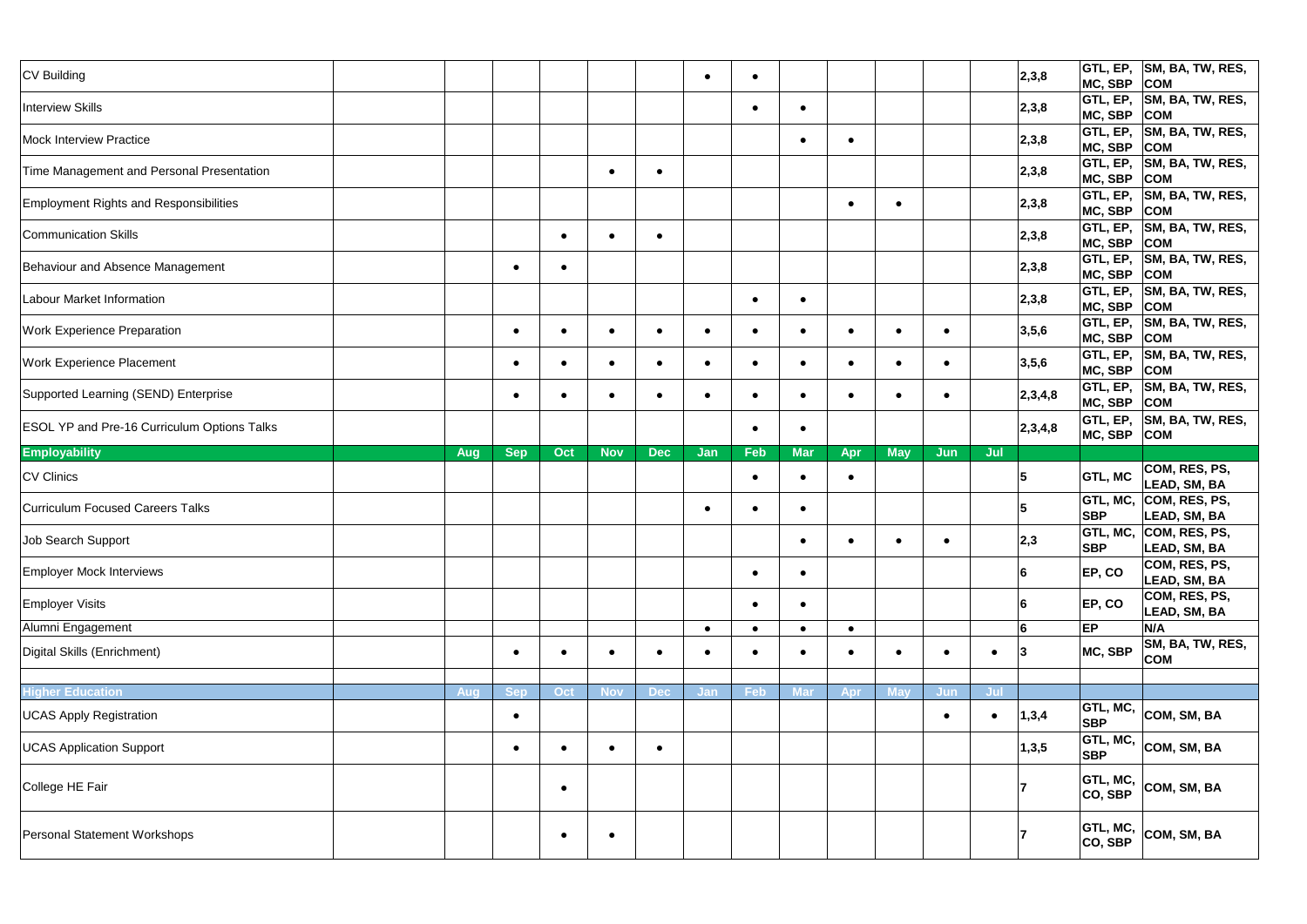| | | | | | | | | | | | | | | | | |
|---|---|---|---|---|---|---|---|---|---|---|---|---|---|---|---|---|
| CV Building | | | | | | | • | • | | | | | | 2,3,8 | GTL, EP, MC, SBP | SM, BA, TW, RES, COM |
| Interview Skills | | | | | | | | • | • | | | | | 2,3,8 | GTL, EP, MC, SBP | SM, BA, TW, RES, COM |
| Mock Interview Practice | | | | | | | | | • | • | | | | 2,3,8 | GTL, EP, MC, SBP | SM, BA, TW, RES, COM |
| Time Management and Personal Presentation | | | | | • | • | | | | | | | | 2,3,8 | GTL, EP, MC, SBP | SM, BA, TW, RES, COM |
| Employment Rights and Responsibilities | | | | | | | | | | • | • | | | 2,3,8 | GTL, EP, MC, SBP | SM, BA, TW, RES, COM |
| Communication Skills | | | | • | • | • | | | | | | | | 2,3,8 | GTL, EP, MC, SBP | SM, BA, TW, RES, COM |
| Behaviour and Absence Management | | | • | • | | | | | | | | | | 2,3,8 | GTL, EP, MC, SBP | SM, BA, TW, RES, COM |
| Labour Market Information | | | | | | | | • | • | | | | | 2,3,8 | GTL, EP, MC, SBP | SM, BA, TW, RES, COM |
| Work Experience Preparation | | | • | • | • | • | • | • | • | • | • | • | | 3,5,6 | GTL, EP, MC, SBP | SM, BA, TW, RES, COM |
| Work Experience Placement | | | • | • | • | • | • | • | • | • | • | • | | 3,5,6 | GTL, EP, MC, SBP | SM, BA, TW, RES, COM |
| Supported Learning (SEND) Enterprise | | | • | • | • | • | • | • | • | • | • | • | | 2,3,4,8 | GTL, EP, MC, SBP | SM, BA, TW, RES, COM |
| ESOL YP and Pre-16 Curriculum Options Talks | | | | | | | | • | • | | | | | 2,3,4,8 | GTL, EP, MC, SBP | SM, BA, TW, RES, COM |
| **Employability** | | **Aug** | **Sep** | **Oct** | **Nov** | **Dec** | **Jan** | **Feb** | **Mar** | **Apr** | **May** | **Jun** | **Jul** | | | |
| CV Clinics | | | | | | | | • | • | • | | | | 5 | GTL, MC | COM, RES, PS, LEAD, SM, BA |
| Curriculum Focused Careers Talks | | | | | | | • | • | • | | | | | 5 | GTL, MC, SBP | COM, RES, PS, LEAD, SM, BA |
| Job Search Support | | | | | | | | | • | • | • | • | | 2,3 | GTL, MC, SBP | COM, RES, PS, LEAD, SM, BA |
| Employer Mock Interviews | | | | | | | | • | • | | | | | 6 | EP, CO | COM, RES, PS, LEAD, SM, BA |
| Employer Visits | | | | | | | | • | • | | | | | 6 | EP, CO | COM, RES, PS, LEAD, SM, BA |
| Alumni Engagement | | | | | | | • | • | • | • | | | | 6 | EP | N/A |
| Digital Skills (Enrichment) | | | • | • | • | • | • | • | • | • | • | • | • | 3 | MC, SBP | SM, BA, TW, RES, COM |
| | | | | | | | | | | | | | | | | |
| **Higher Education** | | **Aug** | **Sep** | **Oct** | **Nov** | **Dec** | **Jan** | **Feb** | **Mar** | **Apr** | **May** | **Jun** | **Jul** | | | |
| UCAS Apply Registration | | | • | | | | | | | | | • | • | 1,3,4 | GTL, MC, SBP | COM, SM, BA |
| UCAS Application Support | | | • | • | • | • | | | | | | | | 1,3,5 | GTL, MC, SBP | COM, SM, BA |
| College HE Fair | | | | • | | | | | | | | | | 7 | GTL, MC, CO, SBP | COM, SM, BA |
| Personal Statement Workshops | | | | • | • | | | | | | | | | 7 | GTL, MC, CO, SBP | COM, SM, BA |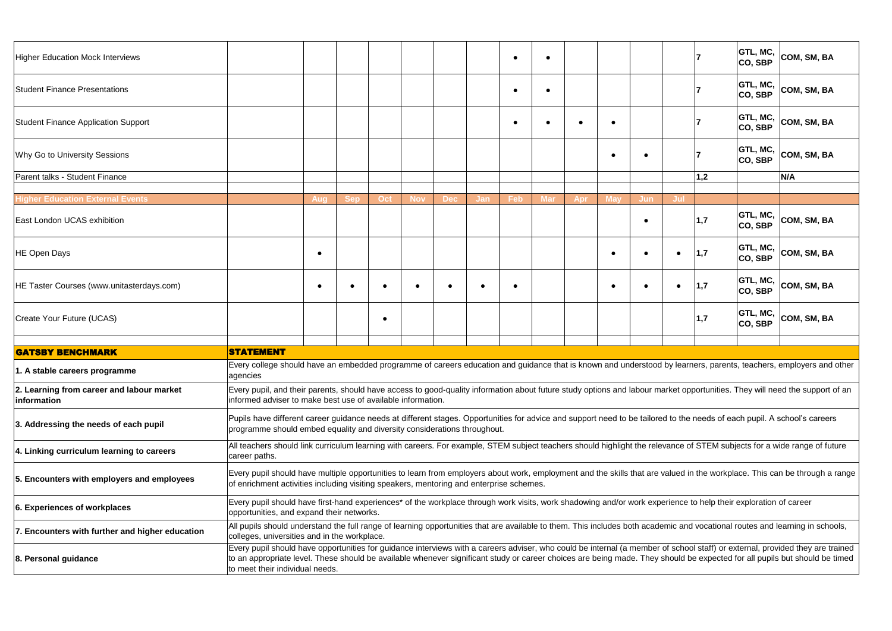| | | Aug | Sep | Oct | Nov | Dec | Jan | Feb | Mar | Apr | May | Jun | Jul | | | |
|---|---|---|---|---|---|---|---|---|---|---|---|---|---|---|---|---|
| Higher Education Mock Interviews | | | | | | | | • | • | | | | | 7 | GTL, MC, CO, SBP | COM, SM, BA |
| Student Finance Presentations | | | | | | | | • | • | | | | | 7 | GTL, MC, CO, SBP | COM, SM, BA |
| Student Finance Application Support | | | | | | | | • | • | • | • | | | 7 | GTL, MC, CO, SBP | COM, SM, BA |
| Why Go to University Sessions | | | | | | | | | | | • | • | | 7 | GTL, MC, CO, SBP | COM, SM, BA |
| Parent talks - Student Finance | | | | | | | | | | | | | | 1,2 | | N/A |
| **Higher Education External Events** | | **Aug** | **Sep** | **Oct** | **Nov** | **Dec** | **Jan** | **Feb** | **Mar** | **Apr** | **May** | **Jun** | **Jul** | | | |
| East London UCAS exhibition | | | | | | | | | | | | • | | 1,7 | GTL, MC, CO, SBP | COM, SM, BA |
| HE Open Days | | • | | | | | | | | | • | • | • | 1,7 | GTL, MC, CO, SBP | COM, SM, BA |
| HE Taster Courses (www.unitasterdays.com) | | • | • | • | • | • | • | • | | | • | • | • | 1,7 | GTL, MC, CO, SBP | COM, SM, BA |
| Create Your Future (UCAS) | | | | • | | | | | | | | | | 1,7 | GTL, MC, CO, SBP | COM, SM, BA |

| GATSBY BENCHMARK | STATEMENT |
|---|---|
| 1. A stable careers programme | Every college should have an embedded programme of careers education and guidance that is known and understood by learners, parents, teachers, employers and other agencies |
| 2. Learning from career and labour market information | Every pupil, and their parents, should have access to good-quality information about future study options and labour market opportunities. They will need the support of an informed adviser to make best use of available information. |
| 3. Addressing the needs of each pupil | Pupils have different career guidance needs at different stages. Opportunities for advice and support need to be tailored to the needs of each pupil. A school's careers programme should embed equality and diversity considerations throughout. |
| 4. Linking curriculum learning to careers | All teachers should link curriculum learning with careers. For example, STEM subject teachers should highlight the relevance of STEM subjects for a wide range of future career paths. |
| 5. Encounters with employers and employees | Every pupil should have multiple opportunities to learn from employers about work, employment and the skills that are valued in the workplace. This can be through a range of enrichment activities including visiting speakers, mentoring and enterprise schemes. |
| 6. Experiences of workplaces | Every pupil should have first-hand experiences* of the workplace through work visits, work shadowing and/or work experience to help their exploration of career opportunities, and expand their networks. |
| 7. Encounters with further and higher education | All pupils should understand the full range of learning opportunities that are available to them. This includes both academic and vocational routes and learning in schools, colleges, universities and in the workplace. |
| 8. Personal guidance | Every pupil should have opportunities for guidance interviews with a careers adviser, who could be internal (a member of school staff) or external, provided they are trained to an appropriate level. These should be available whenever significant study or career choices are being made. They should be expected for all pupils but should be timed to meet their individual needs. |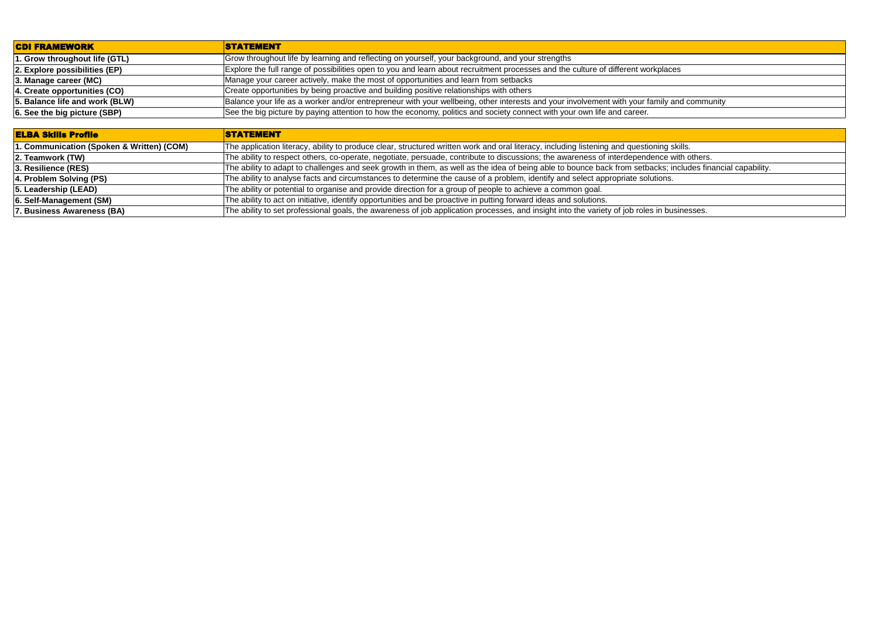| CDI FRAMEWORK | STATEMENT |
| --- | --- |
| **1. Grow throughout life (GTL)** | Grow throughout life by learning and reflecting on yourself, your background, and your strengths |
| **2. Explore possibilities (EP)** | Explore the full range of possibilities open to you and learn about recruitment processes and the culture of different workplaces |
| **3. Manage career (MC)** | Manage your career actively, make the most of opportunities and learn from setbacks |
| **4. Create opportunities (CO)** | Create opportunities by being proactive and building positive relationships with others |
| **5. Balance life and work (BLW)** | Balance your life as a worker and/or entrepreneur with your wellbeing, other interests and your involvement with your family and community |
| **6. See the big picture (SBP)** | See the big picture by paying attention to how the economy, politics and society connect with your own life and career. |

| ELBA Skills Profile | STATEMENT |
| --- | --- |
| **1. Communication (Spoken & Written) (COM)** | The application literacy, ability to produce clear, structured written work and oral literacy, including listening and questioning skills. |
| **2. Teamwork (TW)** | The ability to respect others, co-operate, negotiate, persuade, contribute to discussions; the awareness of interdependence with others. |
| **3. Resilience (RES)** | The ability to adapt to challenges and seek growth in them, as well as the idea of being able to bounce back from setbacks; includes financial capability. |
| **4. Problem Solving (PS)** | The ability to analyse facts and circumstances to determine the cause of a problem, identify and select appropriate solutions. |
| **5. Leadership (LEAD)** | The ability or potential to organise and provide direction for a group of people to achieve a common goal. |
| **6. Self-Management (SM)** | The ability to act on initiative, identify opportunities and be proactive in putting forward ideas and solutions. |
| **7. Business Awareness (BA)** | The ability to set professional goals, the awareness of job application processes, and insight into the variety of job roles in businesses. |